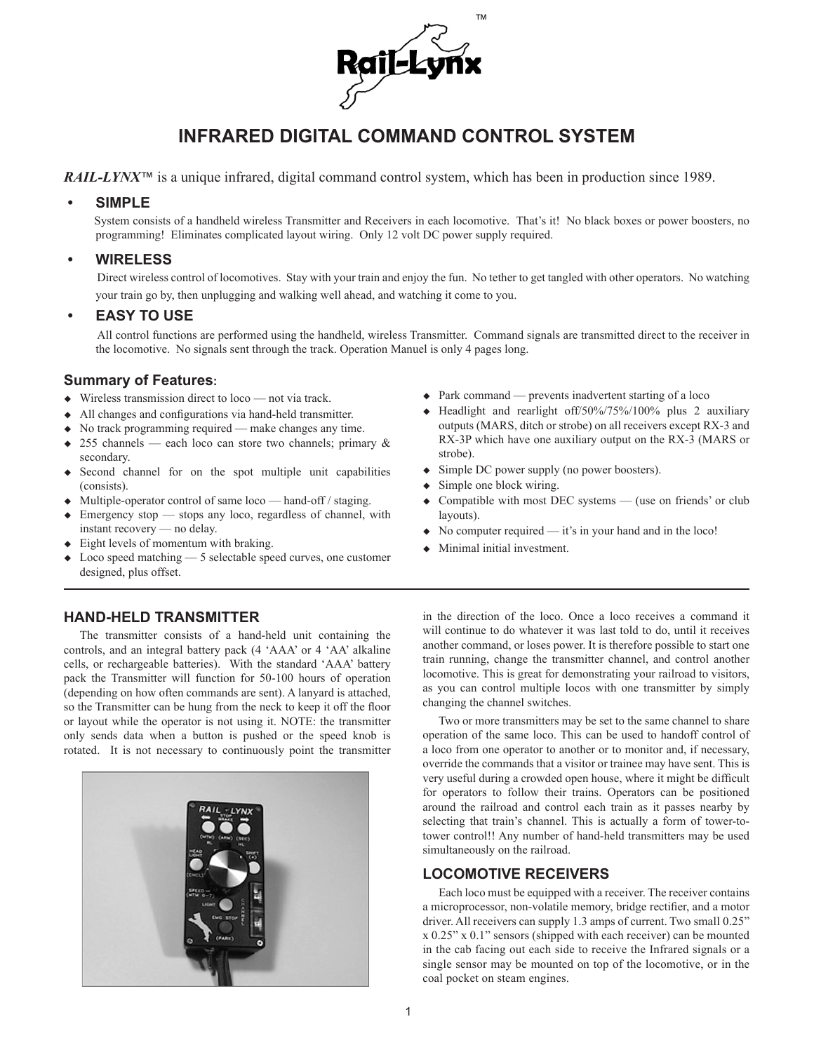# Rail-Lynx™

## INFRARED DIGITAL COMMAND CONTROL SYSTEM

***RAIL-LYNX***™ is a unique infrared, digital command control system, which has been in production since 1989.

- **SIMPLE**

  System consists of a handheld wireless Transmitter and Receivers in each locomotive. That's it! No black boxes or power boosters, no programming! Eliminates complicated layout wiring. Only 12 volt DC power supply required.

- **WIRELESS**

  Direct wireless control of locomotives. Stay with your train and enjoy the fun. No tether to get tangled with other operators. No watching your train go by, then unplugging and walking well ahead, and watching it come to you.

- **EASY TO USE**

  All control functions are performed using the handheld, wireless Transmitter. Command signals are transmitted direct to the receiver in the locomotive. No signals sent through the track. Operation Manuel is only 4 pages long.

### Summary of Features:

- Wireless transmission direct to loco — not via track.
- All changes and configurations via hand-held transmitter.
- No track programming required — make changes any time.
- 255 channels — each loco can store two channels; primary & secondary.
- Second channel for on the spot multiple unit capabilities (consists).
- Multiple-operator control of same loco — hand-off / staging.
- Emergency stop — stops any loco, regardless of channel, with instant recovery — no delay.
- Eight levels of momentum with braking.
- Loco speed matching — 5 selectable speed curves, one customer designed, plus offset.
- Park command — prevents inadvertent starting of a loco
- Headlight and rearlight off/50%/75%/100% plus 2 auxiliary outputs (MARS, ditch or strobe) on all receivers except RX-3 and RX-3P which have one auxiliary output on the RX-3 (MARS or strobe).
- Simple DC power supply (no power boosters).
- Simple one block wiring.
- Compatible with most DEC systems — (use on friends' or club layouts).
- No computer required — it's in your hand and in the loco!
- Minimal initial investment.

### HAND-HELD TRANSMITTER

The transmitter consists of a hand-held unit containing the controls, and an integral battery pack (4 'AAA' or 4 'AA' alkaline cells, or rechargeable batteries). With the standard 'AAA' battery pack the Transmitter will function for 50-100 hours of operation (depending on how often commands are sent). A lanyard is attached, so the Transmitter can be hung from the neck to keep it off the floor or layout while the operator is not using it. NOTE: the transmitter only sends data when a button is pushed or the speed knob is rotated. It is not necessary to continuously point the transmitter in the direction of the loco. Once a loco receives a command it will continue to do whatever it was last told to do, until it receives another command, or loses power. It is therefore possible to start one train running, change the transmitter channel, and control another locomotive. This is great for demonstrating your railroad to visitors, as you can control multiple locos with one transmitter by simply changing the channel switches.

Two or more transmitters may be set to the same channel to share operation of the same loco. This can be used to handoff control of a loco from one operator to another or to monitor and, if necessary, override the commands that a visitor or trainee may have sent. This is very useful during a crowded open house, where it might be difficult for operators to follow their trains. Operators can be positioned around the railroad and control each train as it passes nearby by selecting that train's channel. This is actually a form of tower-to-tower control!! Any number of hand-held transmitters may be used simultaneously on the railroad.

### LOCOMOTIVE RECEIVERS

Each loco must be equipped with a receiver. The receiver contains a microprocessor, non-volatile memory, bridge rectifier, and a motor driver. All receivers can supply 1.3 amps of current. Two small 0.25" x 0.25" x 0.1" sensors (shipped with each receiver) can be mounted in the cab facing out each side to receive the Infrared signals or a single sensor may be mounted on top of the locomotive, or in the coal pocket on steam engines.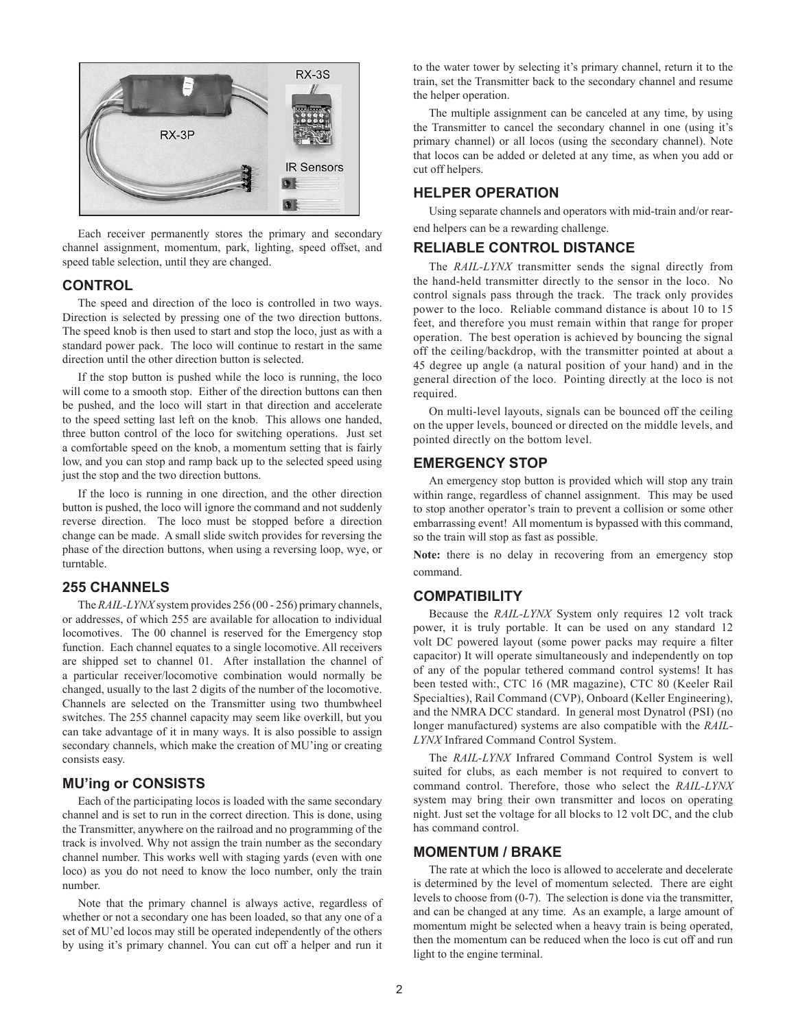Each receiver permanently stores the primary and secondary channel assignment, momentum, park, lighting, speed offset, and speed table selection, until they are changed.

## CONTROL

The speed and direction of the loco is controlled in two ways. Direction is selected by pressing one of the two direction buttons. The speed knob is then used to start and stop the loco, just as with a standard power pack. The loco will continue to restart in the same direction until the other direction button is selected.

If the stop button is pushed while the loco is running, the loco will come to a smooth stop. Either of the direction buttons can then be pushed, and the loco will start in that direction and accelerate to the speed setting last left on the knob. This allows one handed, three button control of the loco for switching operations. Just set a comfortable speed on the knob, a momentum setting that is fairly low, and you can stop and ramp back up to the selected speed using just the stop and the two direction buttons.

If the loco is running in one direction, and the other direction button is pushed, the loco will ignore the command and not suddenly reverse direction. The loco must be stopped before a direction change can be made. A small slide switch provides for reversing the phase of the direction buttons, when using a reversing loop, wye, or turntable.

## 255 CHANNELS

The *RAIL-LYNX* system provides 256 (00 - 256) primary channels, or addresses, of which 255 are available for allocation to individual locomotives. The 00 channel is reserved for the Emergency stop function. Each channel equates to a single locomotive. All receivers are shipped set to channel 01. After installation the channel of a particular receiver/locomotive combination would normally be changed, usually to the last 2 digits of the number of the locomotive. Channels are selected on the Transmitter using two thumbwheel switches. The 255 channel capacity may seem like overkill, but you can take advantage of it in many ways. It is also possible to assign secondary channels, which make the creation of MU'ing or creating consists easy.

## MU'ing or CONSISTS

Each of the participating locos is loaded with the same secondary channel and is set to run in the correct direction. This is done, using the Transmitter, anywhere on the railroad and no programming of the track is involved. Why not assign the train number as the secondary channel number. This works well with staging yards (even with one loco) as you do not need to know the loco number, only the train number.

Note that the primary channel is always active, regardless of whether or not a secondary one has been loaded, so that any one of a set of MU'ed locos may still be operated independently of the others by using it's primary channel. You can cut off a helper and run it to the water tower by selecting it's primary channel, return it to the train, set the Transmitter back to the secondary channel and resume the helper operation.

The multiple assignment can be canceled at any time, by using the Transmitter to cancel the secondary channel in one (using it's primary channel) or all locos (using the secondary channel). Note that locos can be added or deleted at any time, as when you add or cut off helpers.

## HELPER OPERATION

Using separate channels and operators with mid-train and/or rear-end helpers can be a rewarding challenge.

## RELIABLE CONTROL DISTANCE

The *RAIL-LYNX* transmitter sends the signal directly from the hand-held transmitter directly to the sensor in the loco. No control signals pass through the track. The track only provides power to the loco. Reliable command distance is about 10 to 15 feet, and therefore you must remain within that range for proper operation. The best operation is achieved by bouncing the signal off the ceiling/backdrop, with the transmitter pointed at about a 45 degree up angle (a natural position of your hand) and in the general direction of the loco. Pointing directly at the loco is not required.

On multi-level layouts, signals can be bounced off the ceiling on the upper levels, bounced or directed on the middle levels, and pointed directly on the bottom level.

## EMERGENCY STOP

An emergency stop button is provided which will stop any train within range, regardless of channel assignment. This may be used to stop another operator's train to prevent a collision or some other embarrassing event! All momentum is bypassed with this command, so the train will stop as fast as possible.

**Note:** there is no delay in recovering from an emergency stop command.

## COMPATIBILITY

Because the *RAIL-LYNX* System only requires 12 volt track power, it is truly portable. It can be used on any standard 12 volt DC powered layout (some power packs may require a filter capacitor) It will operate simultaneously and independently on top of any of the popular tethered command control systems! It has been tested with:, CTC 16 (MR magazine), CTC 80 (Keeler Rail Specialties), Rail Command (CVP), Onboard (Keller Engineering), and the NMRA DCC standard. In general most Dynatrol (PSI) (no longer manufactured) systems are also compatible with the *RAIL-LYNX* Infrared Command Control System.

The *RAIL-LYNX* Infrared Command Control System is well suited for clubs, as each member is not required to convert to command control. Therefore, those who select the *RAIL-LYNX* system may bring their own transmitter and locos on operating night. Just set the voltage for all blocks to 12 volt DC, and the club has command control.

## MOMENTUM / BRAKE

The rate at which the loco is allowed to accelerate and decelerate is determined by the level of momentum selected. There are eight levels to choose from (0-7). The selection is done via the transmitter, and can be changed at any time. As an example, a large amount of momentum might be selected when a heavy train is being operated, then the momentum can be reduced when the loco is cut off and run light to the engine terminal.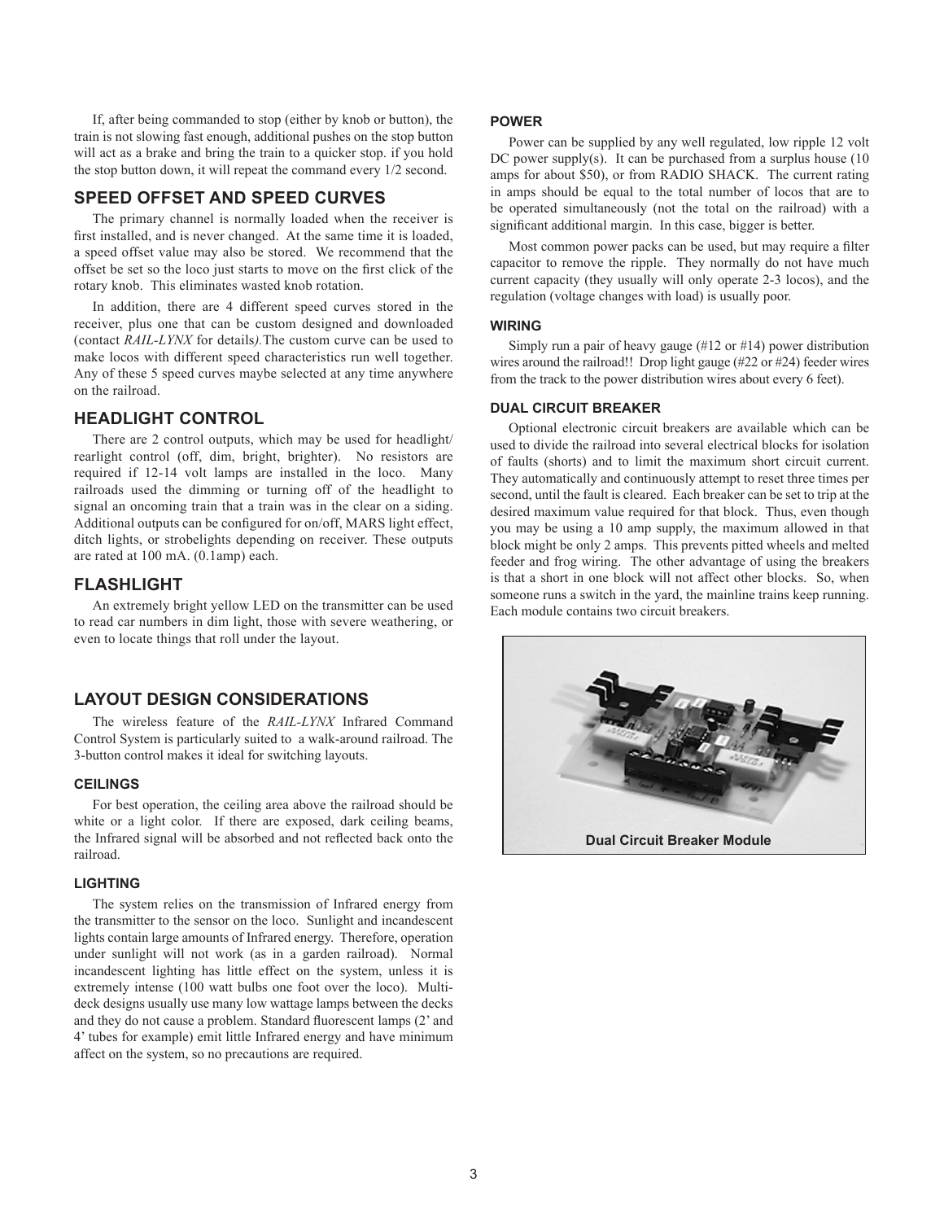If, after being commanded to stop (either by knob or button), the train is not slowing fast enough, additional pushes on the stop button will act as a brake and bring the train to a quicker stop. if you hold the stop button down, it will repeat the command every 1/2 second.

## SPEED OFFSET AND SPEED CURVES

The primary channel is normally loaded when the receiver is first installed, and is never changed. At the same time it is loaded, a speed offset value may also be stored. We recommend that the offset be set so the loco just starts to move on the first click of the rotary knob. This eliminates wasted knob rotation.

In addition, there are 4 different speed curves stored in the receiver, plus one that can be custom designed and downloaded (contact *RAIL-LYNX* for details*).*The custom curve can be used to make locos with different speed characteristics run well together. Any of these 5 speed curves maybe selected at any time anywhere on the railroad.

## HEADLIGHT CONTROL

There are 2 control outputs, which may be used for headlight/rearlight control (off, dim, bright, brighter). No resistors are required if 12-14 volt lamps are installed in the loco. Many railroads used the dimming or turning off of the headlight to signal an oncoming train that a train was in the clear on a siding. Additional outputs can be configured for on/off, MARS light effect, ditch lights, or strobelights depending on receiver. These outputs are rated at 100 mA. (0.1amp) each.

## FLASHLIGHT

An extremely bright yellow LED on the transmitter can be used to read car numbers in dim light, those with severe weathering, or even to locate things that roll under the layout.

## LAYOUT DESIGN CONSIDERATIONS

The wireless feature of the *RAIL-LYNX* Infrared Command Control System is particularly suited to a walk-around railroad. The 3-button control makes it ideal for switching layouts.

### CEILINGS

For best operation, the ceiling area above the railroad should be white or a light color. If there are exposed, dark ceiling beams, the Infrared signal will be absorbed and not reflected back onto the railroad.

### LIGHTING

The system relies on the transmission of Infrared energy from the transmitter to the sensor on the loco. Sunlight and incandescent lights contain large amounts of Infrared energy. Therefore, operation under sunlight will not work (as in a garden railroad). Normal incandescent lighting has little effect on the system, unless it is extremely intense (100 watt bulbs one foot over the loco). Multi-deck designs usually use many low wattage lamps between the decks and they do not cause a problem. Standard fluorescent lamps (2' and 4' tubes for example) emit little Infrared energy and have minimum affect on the system, so no precautions are required.

### POWER

Power can be supplied by any well regulated, low ripple 12 volt DC power supply(s). It can be purchased from a surplus house (10 amps for about $50), or from RADIO SHACK. The current rating in amps should be equal to the total number of locos that are to be operated simultaneously (not the total on the railroad) with a significant additional margin. In this case, bigger is better.

Most common power packs can be used, but may require a filter capacitor to remove the ripple. They normally do not have much current capacity (they usually will only operate 2-3 locos), and the regulation (voltage changes with load) is usually poor.

### WIRING

Simply run a pair of heavy gauge (#12 or #14) power distribution wires around the railroad!! Drop light gauge (#22 or #24) feeder wires from the track to the power distribution wires about every 6 feet).

### DUAL CIRCUIT BREAKER

Optional electronic circuit breakers are available which can be used to divide the railroad into several electrical blocks for isolation of faults (shorts) and to limit the maximum short circuit current. They automatically and continuously attempt to reset three times per second, until the fault is cleared. Each breaker can be set to trip at the desired maximum value required for that block. Thus, even though you may be using a 10 amp supply, the maximum allowed in that block might be only 2 amps. This prevents pitted wheels and melted feeder and frog wiring. The other advantage of using the breakers is that a short in one block will not affect other blocks. So, when someone runs a switch in the yard, the mainline trains keep running. Each module contains two circuit breakers.

**Dual Circuit Breaker Module**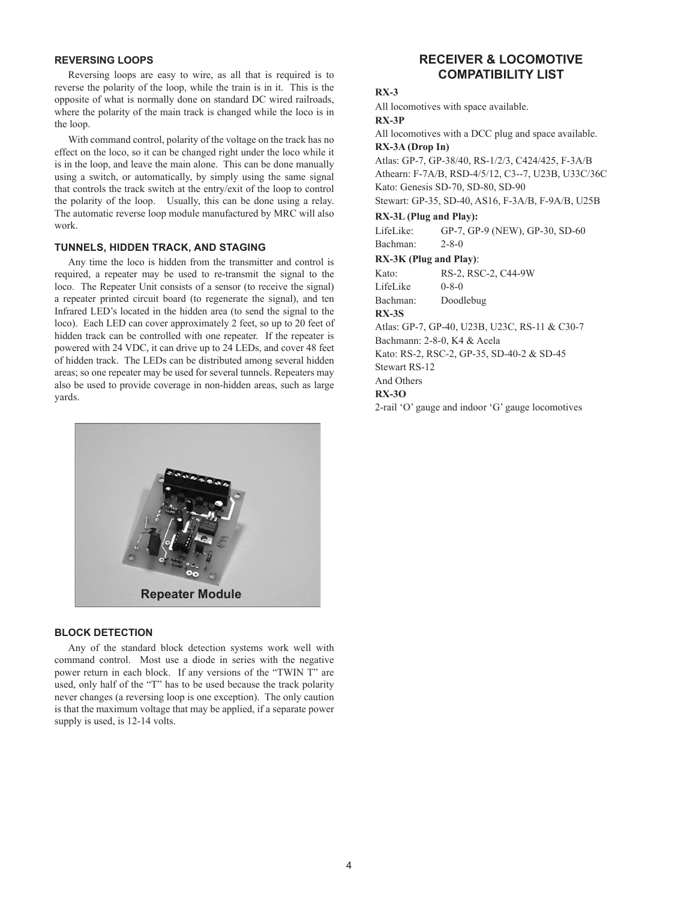### REVERSING LOOPS

Reversing loops are easy to wire, as all that is required is to reverse the polarity of the loop, while the train is in it. This is the opposite of what is normally done on standard DC wired railroads, where the polarity of the main track is changed while the loco is in the loop.

With command control, polarity of the voltage on the track has no effect on the loco, so it can be changed right under the loco while it is in the loop, and leave the main alone. This can be done manually using a switch, or automatically, by simply using the same signal that controls the track switch at the entry/exit of the loop to control the polarity of the loop. Usually, this can be done using a relay. The automatic reverse loop module manufactured by MRC will also work.

### TUNNELS, HIDDEN TRACK, AND STAGING

Any time the loco is hidden from the transmitter and control is required, a repeater may be used to re-transmit the signal to the loco. The Repeater Unit consists of a sensor (to receive the signal) a repeater printed circuit board (to regenerate the signal), and ten Infrared LED's located in the hidden area (to send the signal to the loco). Each LED can cover approximately 2 feet, so up to 20 feet of hidden track can be controlled with one repeater. If the repeater is powered with 24 VDC, it can drive up to 24 LEDs, and cover 48 feet of hidden track. The LEDs can be distributed among several hidden areas; so one repeater may be used for several tunnels. Repeaters may also be used to provide coverage in non-hidden areas, such as large yards.

Repeater Module

### BLOCK DETECTION

Any of the standard block detection systems work well with command control. Most use a diode in series with the negative power return in each block. If any versions of the "TWIN T" are used, only half of the "T" has to be used because the track polarity never changes (a reversing loop is one exception). The only caution is that the maximum voltage that may be applied, if a separate power supply is used, is 12-14 volts.

## RECEIVER & LOCOMOTIVE COMPATIBILITY LIST

**RX-3**

All locomotives with space available.

**RX-3P**

All locomotives with a DCC plug and space available.

**RX-3A (Drop In)**

Atlas: GP-7, GP-38/40, RS-1/2/3, C424/425, F-3A/B
Athearn: F-7A/B, RSD-4/5/12, C3--7, U23B, U33C/36C
Kato: Genesis SD-70, SD-80, SD-90
Stewart: GP-35, SD-40, AS16, F-3A/B, F-9A/B, U25B

**RX-3L (Plug and Play):**

LifeLike: GP-7, GP-9 (NEW), GP-30, SD-60
Bachman: 2-8-0

**RX-3K (Plug and Play)**:

Kato: RS-2, RSC-2, C44-9W
LifeLike 0-8-0
Bachman: Doodlebug

**RX-3S**

Atlas: GP-7, GP-40, U23B, U23C, RS-11 & C30-7
Bachmann: 2-8-0, K4 & Acela
Kato: RS-2, RSC-2, GP-35, SD-40-2 & SD-45
Stewart RS-12
And Others

**RX-3O**

2-rail 'O' gauge and indoor 'G' gauge locomotives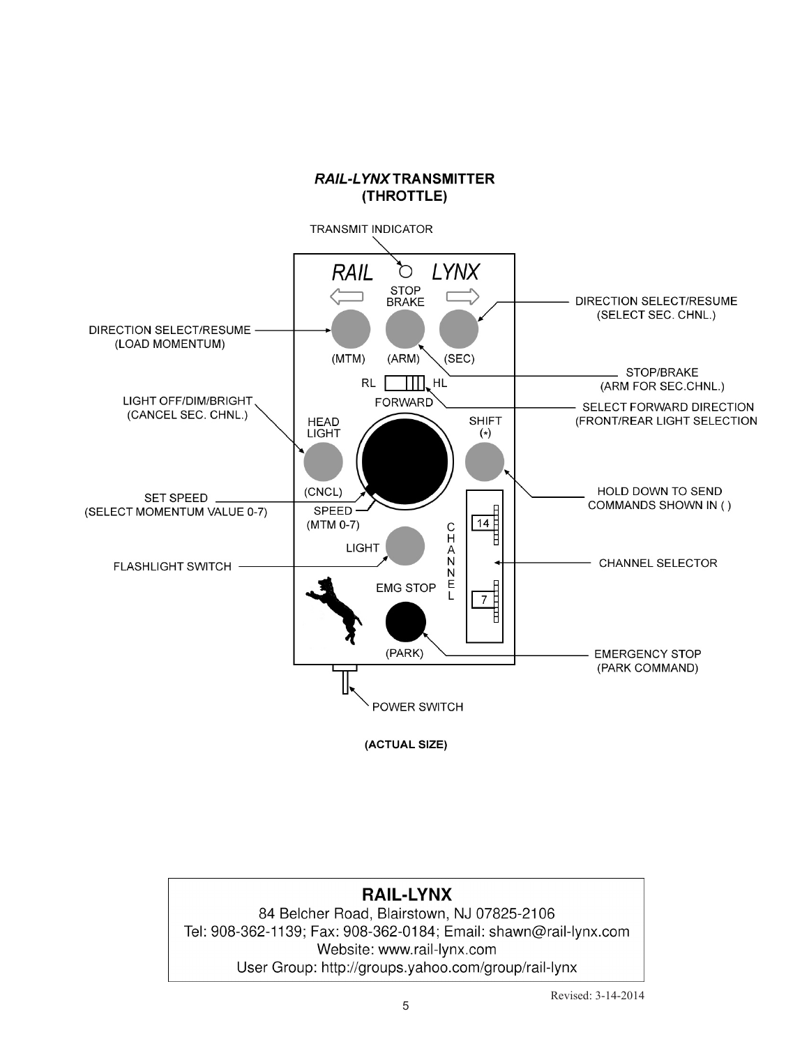## *RAIL-LYNX* TRANSMITTER (THROTTLE)

TRANSMIT INDICATOR

RAIL LYNX

STOP BRAKE

DIRECTION SELECT/RESUME (SELECT SEC. CHNL.)

DIRECTION SELECT/RESUME (LOAD MOMENTUM)

(MTM) (ARM) (SEC)

STOP/BRAKE (ARM FOR SEC.CHNL.)

RL HL

FORWARD

LIGHT OFF/DIM/BRIGHT (CANCEL SEC. CHNL.)

SELECT FORWARD DIRECTION (FRONT/REAR LIGHT SELECTION

HEAD LIGHT

SHIFT (*)

(CNCL)

HOLD DOWN TO SEND COMMANDS SHOWN IN ( )

SET SPEED (SELECT MOMENTUM VALUE 0-7)

SPEED (MTM 0-7)

CHANNEL

14

LIGHT

CHANNEL SELECTOR

FLASHLIGHT SWITCH

EMG STOP

7

(PARK)

EMERGENCY STOP (PARK COMMAND)

POWER SWITCH

**(ACTUAL SIZE)**

**RAIL-LYNX**
84 Belcher Road, Blairstown, NJ 07825-2106
Tel: 908-362-1139; Fax: 908-362-0184; Email: shawn@rail-lynx.com
Website: www.rail-lynx.com
User Group: http://groups.yahoo.com/group/rail-lynx

Revised: 3-14-2014